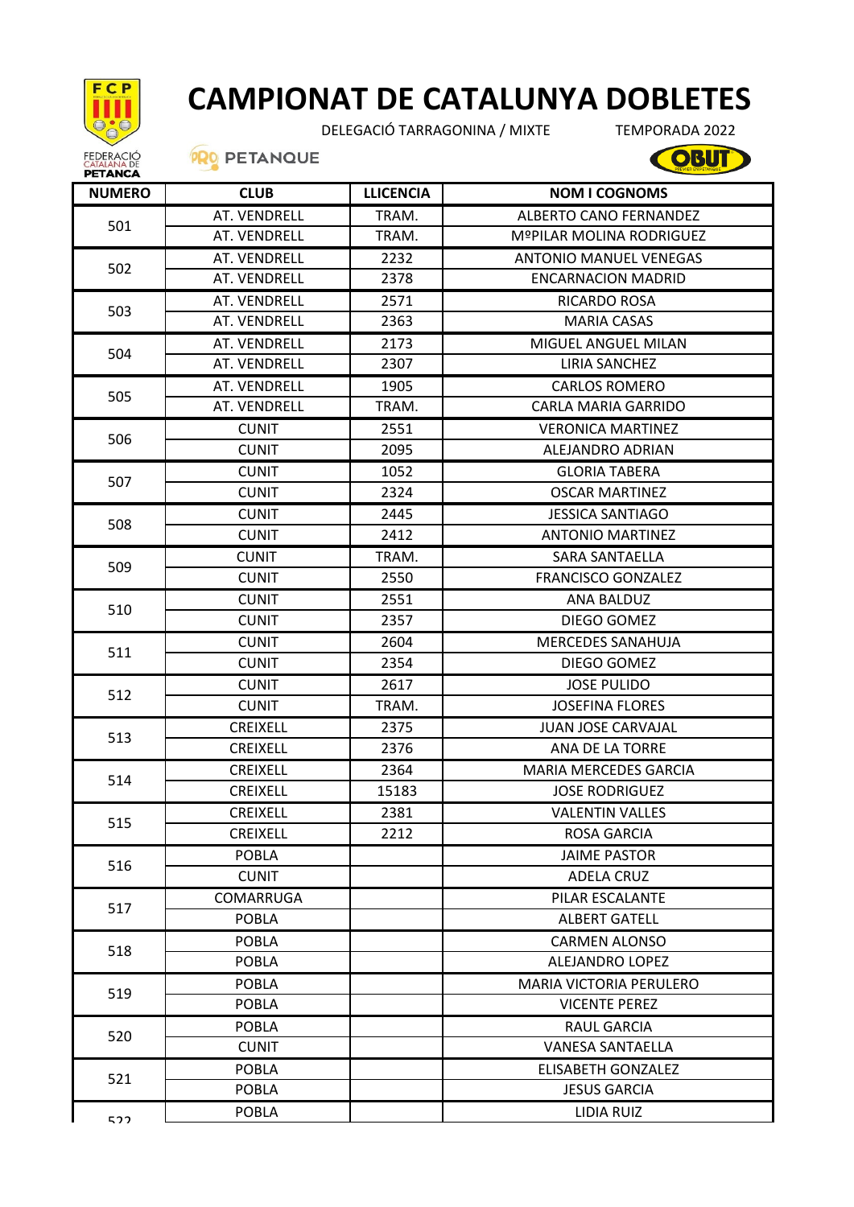# CAMPIONAT DE CATALUNYA DOBLETES

DELEGACIÓ TARRAGONINA / MIXTE TEMPORADA 2022

| NUMERO | CLUB | LLICENCIA | NOM I COGNOMS |
|---|---|---|---|
| 501 | AT. VENDRELL | TRAM. | ALBERTO CANO FERNANDEZ |
| | AT. VENDRELL | TRAM. | MºPILAR MOLINA RODRIGUEZ |
| 502 | AT. VENDRELL | 2232 | ANTONIO MANUEL VENEGAS |
| | AT. VENDRELL | 2378 | ENCARNACION MADRID |
| 503 | AT. VENDRELL | 2571 | RICARDO ROSA |
| | AT. VENDRELL | 2363 | MARIA CASAS |
| 504 | AT. VENDRELL | 2173 | MIGUEL ANGUEL MILAN |
| | AT. VENDRELL | 2307 | LIRIA SANCHEZ |
| 505 | AT. VENDRELL | 1905 | CARLOS ROMERO |
| | AT. VENDRELL | TRAM. | CARLA MARIA GARRIDO |
| 506 | CUNIT | 2551 | VERONICA MARTINEZ |
| | CUNIT | 2095 | ALEJANDRO ADRIAN |
| 507 | CUNIT | 1052 | GLORIA TABERA |
| | CUNIT | 2324 | OSCAR MARTINEZ |
| 508 | CUNIT | 2445 | JESSICA SANTIAGO |
| | CUNIT | 2412 | ANTONIO MARTINEZ |
| 509 | CUNIT | TRAM. | SARA SANTAELLA |
| | CUNIT | 2550 | FRANCISCO GONZALEZ |
| 510 | CUNIT | 2551 | ANA BALDUZ |
| | CUNIT | 2357 | DIEGO GOMEZ |
| 511 | CUNIT | 2604 | MERCEDES SANAHUJA |
| | CUNIT | 2354 | DIEGO GOMEZ |
| 512 | CUNIT | 2617 | JOSE PULIDO |
| | CUNIT | TRAM. | JOSEFINA FLORES |
| 513 | CREIXELL | 2375 | JUAN JOSE CARVAJAL |
| | CREIXELL | 2376 | ANA DE LA TORRE |
| 514 | CREIXELL | 2364 | MARIA MERCEDES GARCIA |
| | CREIXELL | 15183 | JOSE RODRIGUEZ |
| 515 | CREIXELL | 2381 | VALENTIN VALLES |
| | CREIXELL | 2212 | ROSA GARCIA |
| 516 | POBLA | | JAIME PASTOR |
| | CUNIT | | ADELA CRUZ |
| 517 | COMARRUGA | | PILAR ESCALANTE |
| | POBLA | | ALBERT GATELL |
| 518 | POBLA | | CARMEN ALONSO |
| | POBLA | | ALEJANDRO LOPEZ |
| 519 | POBLA | | MARIA VICTORIA PERULERO |
| | POBLA | | VICENTE PEREZ |
| 520 | POBLA | | RAUL GARCIA |
| | CUNIT | | VANESA SANTAELLA |
| 521 | POBLA | | ELISABETH GONZALEZ |
| | POBLA | | JESUS GARCIA |
| 522 | POBLA | | LIDIA RUIZ |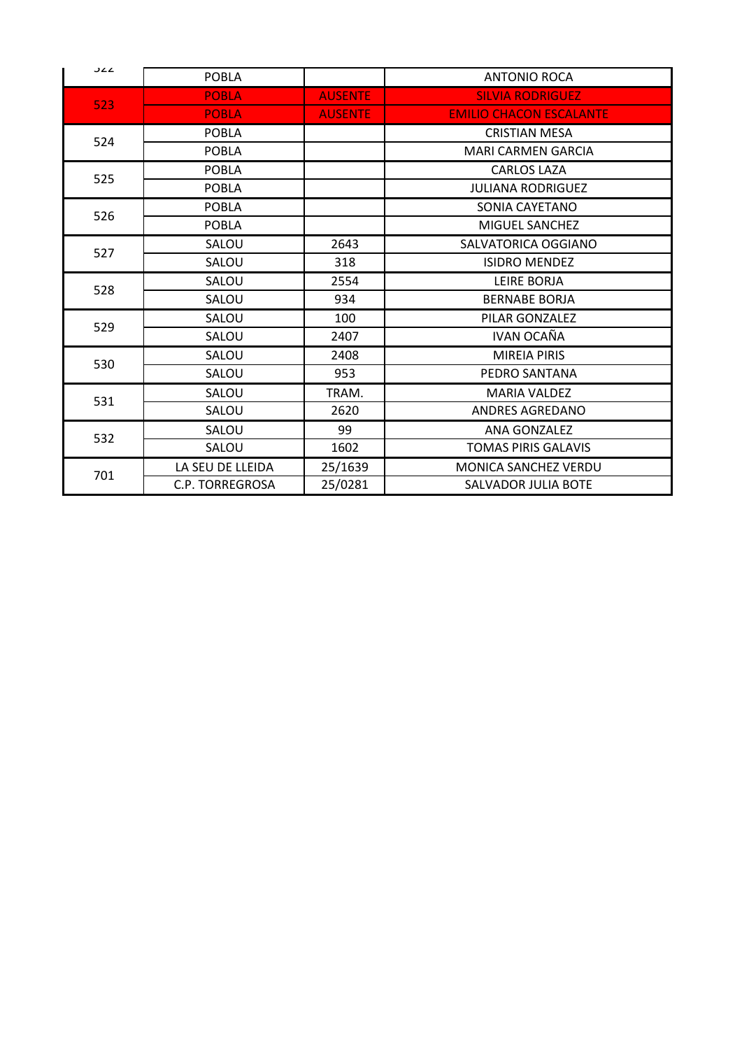| | | | |
|---|---|---|---|
| 522 | POBLA | | ANTONIO ROCA |
| 523 | POBLA | AUSENTE | SILVIA RODRIGUEZ |
| | POBLA | AUSENTE | EMILIO CHACON ESCALANTE |
| 524 | POBLA | | CRISTIAN MESA |
| | POBLA | | MARI CARMEN GARCIA |
| 525 | POBLA | | CARLOS LAZA |
| | POBLA | | JULIANA RODRIGUEZ |
| 526 | POBLA | | SONIA CAYETANO |
| | POBLA | | MIGUEL SANCHEZ |
| 527 | SALOU | 2643 | SALVATORICA OGGIANO |
| | SALOU | 318 | ISIDRO MENDEZ |
| 528 | SALOU | 2554 | LEIRE BORJA |
| | SALOU | 934 | BERNABE BORJA |
| 529 | SALOU | 100 | PILAR GONZALEZ |
| | SALOU | 2407 | IVAN OCAÑA |
| 530 | SALOU | 2408 | MIREIA PIRIS |
| | SALOU | 953 | PEDRO SANTANA |
| 531 | SALOU | TRAM. | MARIA VALDEZ |
| | SALOU | 2620 | ANDRES AGREDANO |
| 532 | SALOU | 99 | ANA GONZALEZ |
| | SALOU | 1602 | TOMAS PIRIS GALAVIS |
| 701 | LA SEU DE LLEIDA | 25/1639 | MONICA SANCHEZ VERDU |
| | C.P. TORREGROSA | 25/0281 | SALVADOR JULIA BOTE |